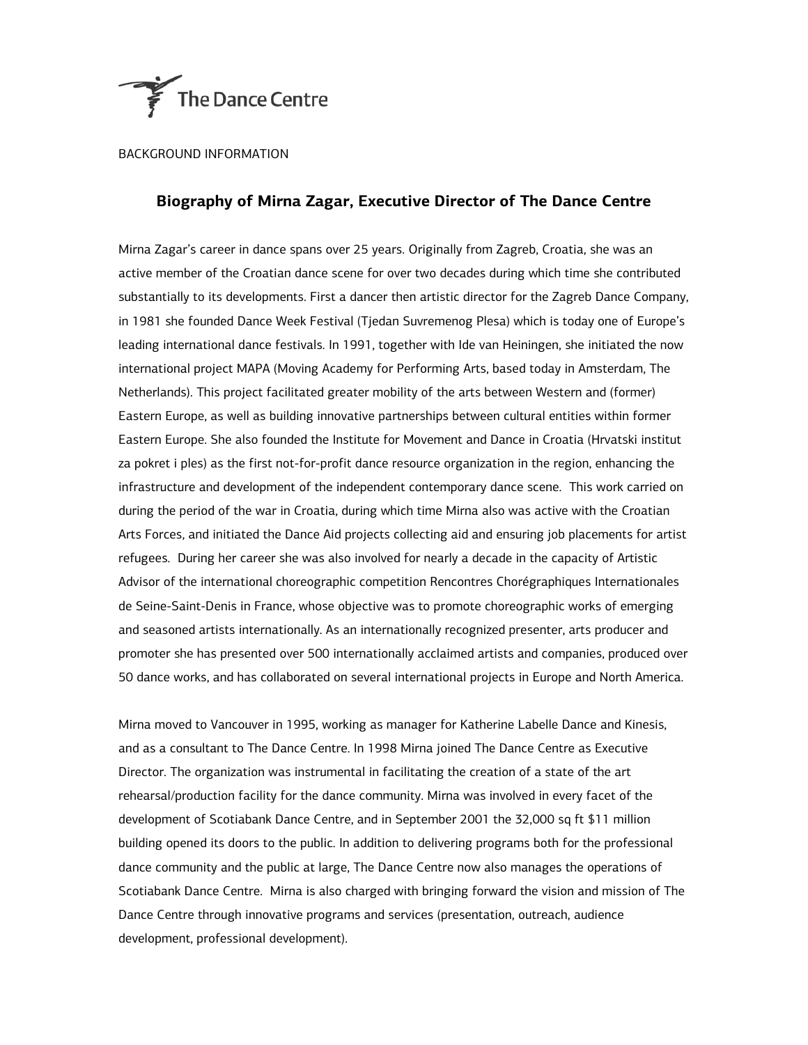The Dance Centre

BACKGROUND INFORMATION

## Biography of Mirna Zagar, Executive Director of The Dance Centre

Mirna Zagar's career in dance spans over 25 years. Originally from Zagreb, Croatia, she was an active member of the Croatian dance scene for over two decades during which time she contributed substantially to its developments. First a dancer then artistic director for the Zagreb Dance Company, in 1981 she founded Dance Week Festival (Tjedan Suvremenog Plesa) which is today one of Europe's leading international dance festivals. In 1991, together with Ide van Heiningen, she initiated the now international project MAPA (Moving Academy for Performing Arts, based today in Amsterdam, The Netherlands). This project facilitated greater mobility of the arts between Western and (former) Eastern Europe, as well as building innovative partnerships between cultural entities within former Eastern Europe. She also founded the Institute for Movement and Dance in Croatia (Hrvatski institut za pokret i ples) as the first not-for-profit dance resource organization in the region, enhancing the infrastructure and development of the independent contemporary dance scene. This work carried on during the period of the war in Croatia, during which time Mirna also was active with the Croatian Arts Forces, and initiated the Dance Aid projects collecting aid and ensuring job placements for artist refugees. During her career she was also involved for nearly a decade in the capacity of Artistic Advisor of the international choreographic competition Rencontres Chorégraphiques Internationales de Seine-Saint-Denis in France, whose objective was to promote choreographic works of emerging and seasoned artists internationally. As an internationally recognized presenter, arts producer and promoter she has presented over 500 internationally acclaimed artists and companies, produced over 50 dance works, and has collaborated on several international projects in Europe and North America.

Mirna moved to Vancouver in 1995, working as manager for Katherine Labelle Dance and Kinesis, and as a consultant to The Dance Centre. In 1998 Mirna joined The Dance Centre as Executive Director. The organization was instrumental in facilitating the creation of a state of the art rehearsal/production facility for the dance community. Mirna was involved in every facet of the development of Scotiabank Dance Centre, and in September 2001 the 32,000 sq ft $11 million building opened its doors to the public. In addition to delivering programs both for the professional dance community and the public at large, The Dance Centre now also manages the operations of Scotiabank Dance Centre. Mirna is also charged with bringing forward the vision and mission of The Dance Centre through innovative programs and services (presentation, outreach, audience development, professional development).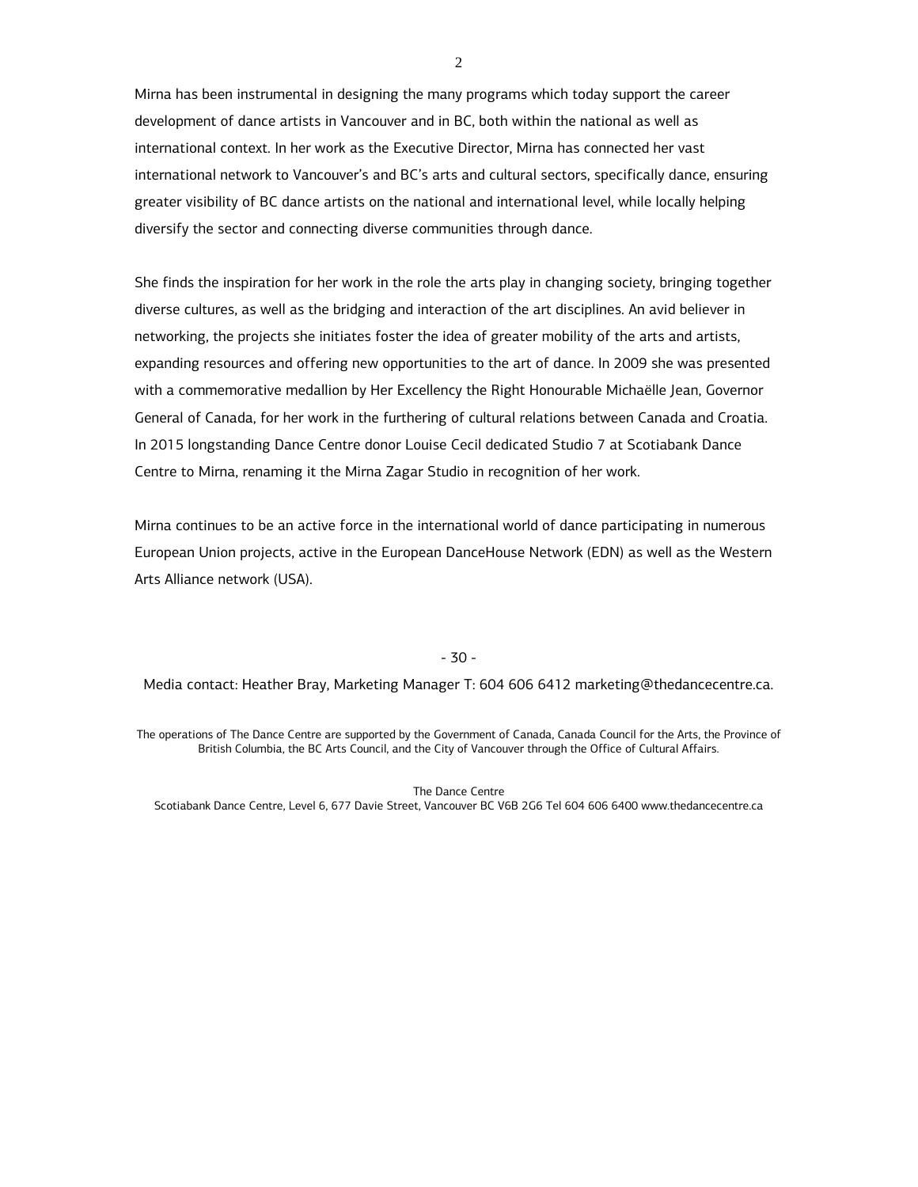Mirna has been instrumental in designing the many programs which today support the career development of dance artists in Vancouver and in BC, both within the national as well as international context. In her work as the Executive Director, Mirna has connected her vast international network to Vancouver's and BC's arts and cultural sectors, specifically dance, ensuring greater visibility of BC dance artists on the national and international level, while locally helping diversify the sector and connecting diverse communities through dance.

She finds the inspiration for her work in the role the arts play in changing society, bringing together diverse cultures, as well as the bridging and interaction of the art disciplines. An avid believer in networking, the projects she initiates foster the idea of greater mobility of the arts and artists, expanding resources and offering new opportunities to the art of dance. In 2009 she was presented with a commemorative medallion by Her Excellency the Right Honourable Michaëlle Jean, Governor General of Canada, for her work in the furthering of cultural relations between Canada and Croatia. In 2015 longstanding Dance Centre donor Louise Cecil dedicated Studio 7 at Scotiabank Dance Centre to Mirna, renaming it the Mirna Zagar Studio in recognition of her work.

Mirna continues to be an active force in the international world of dance participating in numerous European Union projects, active in the European DanceHouse Network (EDN) as well as the Western Arts Alliance network (USA).

- 30 -

Media contact: Heather Bray, Marketing Manager T: 604 606 6412 marketing@thedancecentre.ca.

The operations of The Dance Centre are supported by the Government of Canada, Canada Council for the Arts, the Province of British Columbia, the BC Arts Council, and the City of Vancouver through the Office of Cultural Affairs.

The Dance Centre
Scotiabank Dance Centre, Level 6, 677 Davie Street, Vancouver BC V6B 2G6 Tel 604 606 6400 www.thedancecentre.ca